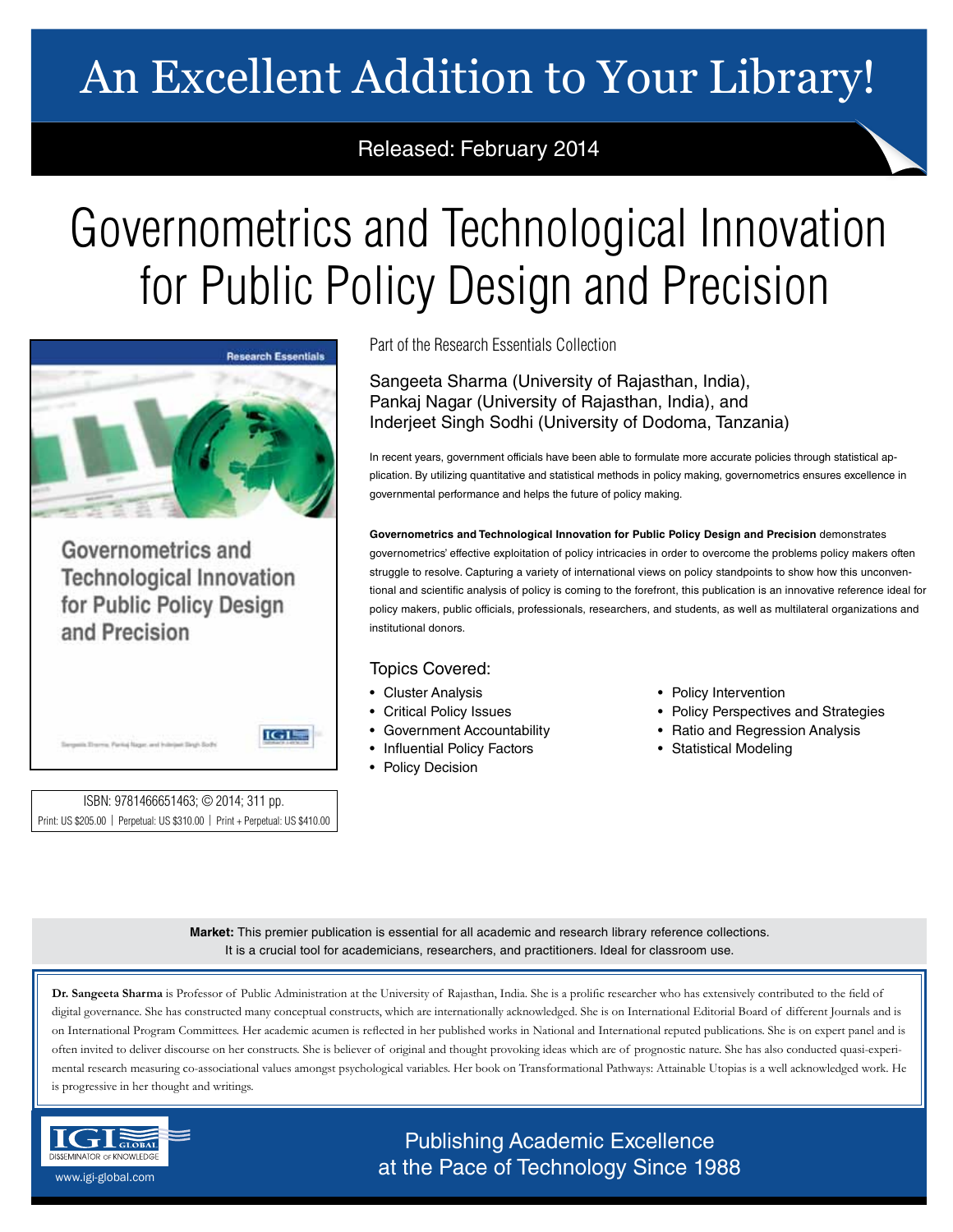# An Excellent Addition to Your Library!

Released: February 2014

# Governometrics and Technological Innovation for Public Policy Design and Precision

ISBN: 9781466651463; © 2014; 311 pp.

Print: US $205.00 | Perpetual: US $310.00 | Print + Perpetual: US $410.00

Part of the Research Essentials Collection

Sangeeta Sharma (University of Rajasthan, India), Pankaj Nagar (University of Rajasthan, India), and Inderjeet Singh Sodhi (University of Dodoma, Tanzania)

In recent years, government officials have been able to formulate more accurate policies through statistical application. By utilizing quantitative and statistical methods in policy making, governometrics ensures excellence in governmental performance and helps the future of policy making.

**Governometrics and Technological Innovation for Public Policy Design and Precision** demonstrates governometrics' effective exploitation of policy intricacies in order to overcome the problems policy makers often struggle to resolve. Capturing a variety of international views on policy standpoints to show how this unconventional and scientific analysis of policy is coming to the forefront, this publication is an innovative reference ideal for policy makers, public officials, professionals, researchers, and students, as well as multilateral organizations and institutional donors.

## Topics Covered:

- Cluster Analysis
- Critical Policy Issues
- Government Accountability
- Influential Policy Factors
- Policy Decision
- Policy Intervention
- Policy Perspectives and Strategies
- Ratio and Regression Analysis
- Statistical Modeling

**Market:** This premier publication is essential for all academic and research library reference collections. It is a crucial tool for academicians, researchers, and practitioners. Ideal for classroom use.

**Dr. Sangeeta Sharma** is Professor of Public Administration at the University of Rajasthan, India. She is a prolific researcher who has extensively contributed to the field of digital governance. She has constructed many conceptual constructs, which are internationally acknowledged. She is on International Editorial Board of different Journals and is on International Program Committees. Her academic acumen is reflected in her published works in National and International reputed publications. She is on expert panel and is often invited to deliver discourse on her constructs. She is believer of original and thought provoking ideas which are of prognostic nature. She has also conducted quasi-experimental research measuring co-associational values amongst psychological variables. Her book on Transformational Pathways: Attainable Utopias is a well acknowledged work. He is progressive in her thought and writings.

IGI Global — Disseminator of Knowledge

www.igi-global.com

Publishing Academic Excellence at the Pace of Technology Since 1988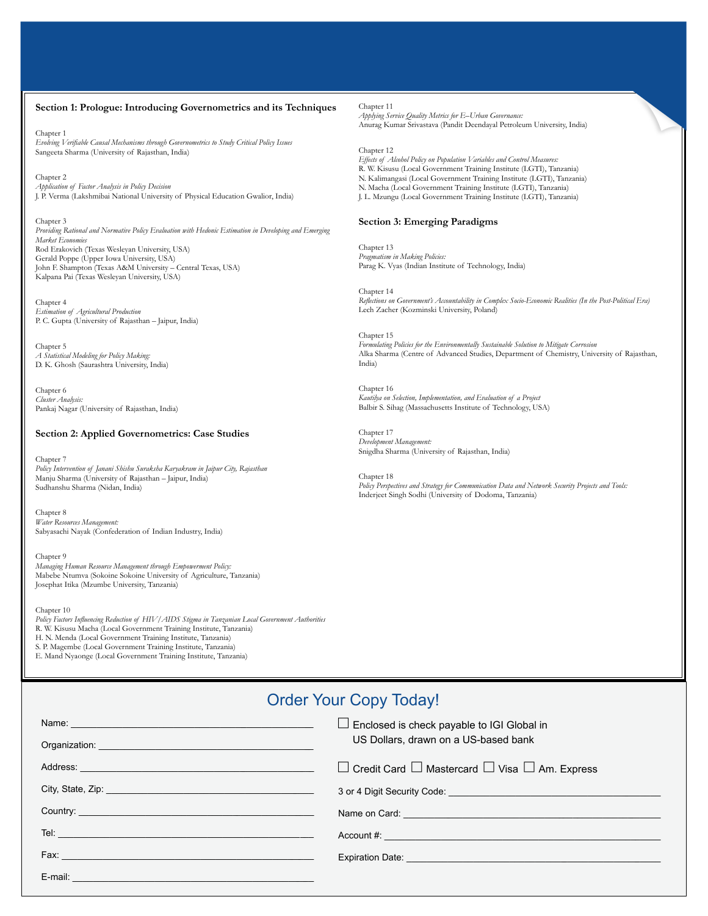### Section 1: Prologue: Introducing Governometrics and its Techniques

Chapter 1
*Evolving Verifiable Causal Mechanisms through Governometrics to Study Critical Policy Issues*
Sangeeta Sharma (University of Rajasthan, India)

Chapter 2
*Application of Factor Analysis in Policy Decision*
J. P. Verma (Lakshmibai National University of Physical Education Gwalior, India)

Chapter 3
*Providing Rational and Normative Policy Evaluation with Hedonic Estimation in Developing and Emerging Market Economies*
Rod Erakovich (Texas Wesleyan University, USA)
Gerald Poppe (Upper Iowa University, USA)
John F. Shampton (Texas A&M University – Central Texas, USA)
Kalpana Pai (Texas Wesleyan University, USA)

Chapter 4
*Estimation of Agricultural Production*
P. C. Gupta (University of Rajasthan – Jaipur, India)

Chapter 5
*A Statistical Modeling for Policy Making:*
D. K. Ghosh (Saurashtra University, India)

Chapter 6
*Cluster Analysis:*
Pankaj Nagar (University of Rajasthan, India)

### Section 2: Applied Governometrics: Case Studies

Chapter 7
*Policy Intervention of Janani Shishu Suraksha Karyakram in Jaipur City, Rajasthan*
Manju Sharma (University of Rajasthan – Jaipur, India)
Sudhanshu Sharma (Nidan, India)

Chapter 8
*Water Resources Management:*
Sabyasachi Nayak (Confederation of Indian Industry, India)

Chapter 9
*Managing Human Resource Management through Empowerment Policy:*
Mabebe Ntumva (Sokoine Sokoine University of Agriculture, Tanzania)
Josephat Itika (Mzumbe University, Tanzania)

Chapter 10
*Policy Factors Influencing Reduction of HIV/AIDS Stigma in Tanzanian Local Government Authorities*
R. W. Kisusu Macha (Local Government Training Institute, Tanzania)
H. N. Menda (Local Government Training Institute, Tanzania)
S. P. Magembe (Local Government Training Institute, Tanzania)
E. Mand Nyaonge (Local Government Training Institute, Tanzania)

Chapter 11
*Applying Service Quality Metrics for E–Urban Governance:*
Anurag Kumar Srivastava (Pandit Deendayal Petroleum University, India)

Chapter 12
*Effects of Alcohol Policy on Population Variables and Control Measures:*
R. W. Kisusu (Local Government Training Institute (LGTI), Tanzania)
N. Kalimangasi (Local Government Training Institute (LGTI), Tanzania)
N. Macha (Local Government Training Institute (LGTI), Tanzania)
J. L. Mzungu (Local Government Training Institute (LGTI), Tanzania)

### Section 3: Emerging Paradigms

Chapter 13
*Pragmatism in Making Policies:*
Parag K. Vyas (Indian Institute of Technology, India)

Chapter 14
*Reflections on Government's Accountability in Complex Socio-Economic Realities (In the Post-Political Era)*
Lech Zacher (Kozminski University, Poland)

Chapter 15
*Formulating Policies for the Environmentally Sustainable Solution to Mitigate Corrosion*
Alka Sharma (Centre of Advanced Studies, Department of Chemistry, University of Rajasthan, India)

Chapter 16
*Kautilya on Selection, Implementation, and Evaluation of a Project*
Balbir S. Sihag (Massachusetts Institute of Technology, USA)

Chapter 17
*Development Management:*
Snigdha Sharma (University of Rajasthan, India)

Chapter 18
*Policy Perspectives and Strategy for Communication Data and Network Security Projects and Tools:*
Inderjeet Singh Sodhi (University of Dodoma, Tanzania)

## Order Your Copy Today!

Name: ______________________________

Organization: ______________________________

Address: ______________________________

City, State, Zip: ______________________________

Country: ______________________________

Tel: ______________________________

Fax: ______________________________

E-mail: ______________________________

☐ Enclosed is check payable to IGI Global in US Dollars, drawn on a US-based bank

☐ Credit Card ☐ Mastercard ☐ Visa ☐ Am. Express

3 or 4 Digit Security Code: ______________________________

Name on Card: ______________________________

Account #: ______________________________

Expiration Date: ______________________________